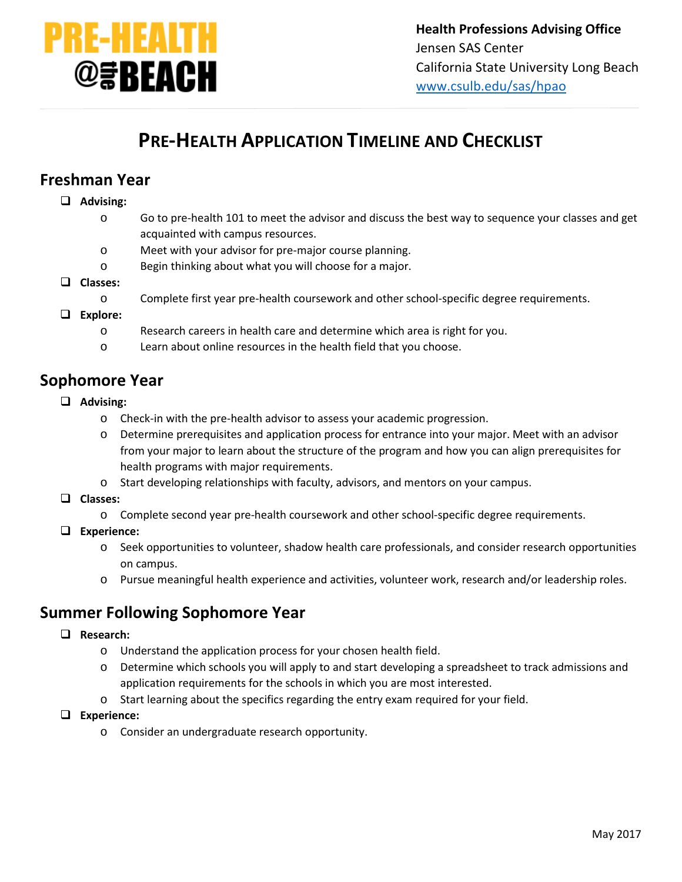PRE-HEALTH @the BEACH

**Health Professions Advising Office**
Jensen SAS Center
California State University Long Beach
www.csulb.edu/sas/hpao

# PRE-HEALTH APPLICATION TIMELINE AND CHECKLIST

## Freshman Year

- ❑ **Advising:**
  - Go to pre-health 101 to meet the advisor and discuss the best way to sequence your classes and get acquainted with campus resources.
  - Meet with your advisor for pre-major course planning.
  - Begin thinking about what you will choose for a major.
- ❑ **Classes:**
  - Complete first year pre-health coursework and other school-specific degree requirements.
- ❑ **Explore:**
  - Research careers in health care and determine which area is right for you.
  - Learn about online resources in the health field that you choose.

## Sophomore Year

- ❑ **Advising:**
  - Check-in with the pre-health advisor to assess your academic progression.
  - Determine prerequisites and application process for entrance into your major. Meet with an advisor from your major to learn about the structure of the program and how you can align prerequisites for health programs with major requirements.
  - Start developing relationships with faculty, advisors, and mentors on your campus.
- ❑ **Classes:**
  - Complete second year pre-health coursework and other school-specific degree requirements.
- ❑ **Experience:**
  - Seek opportunities to volunteer, shadow health care professionals, and consider research opportunities on campus.
  - Pursue meaningful health experience and activities, volunteer work, research and/or leadership roles.

## Summer Following Sophomore Year

- ❑ **Research:**
  - Understand the application process for your chosen health field.
  - Determine which schools you will apply to and start developing a spreadsheet to track admissions and application requirements for the schools in which you are most interested.
  - Start learning about the specifics regarding the entry exam required for your field.
- ❑ **Experience:**
  - Consider an undergraduate research opportunity.

May 2017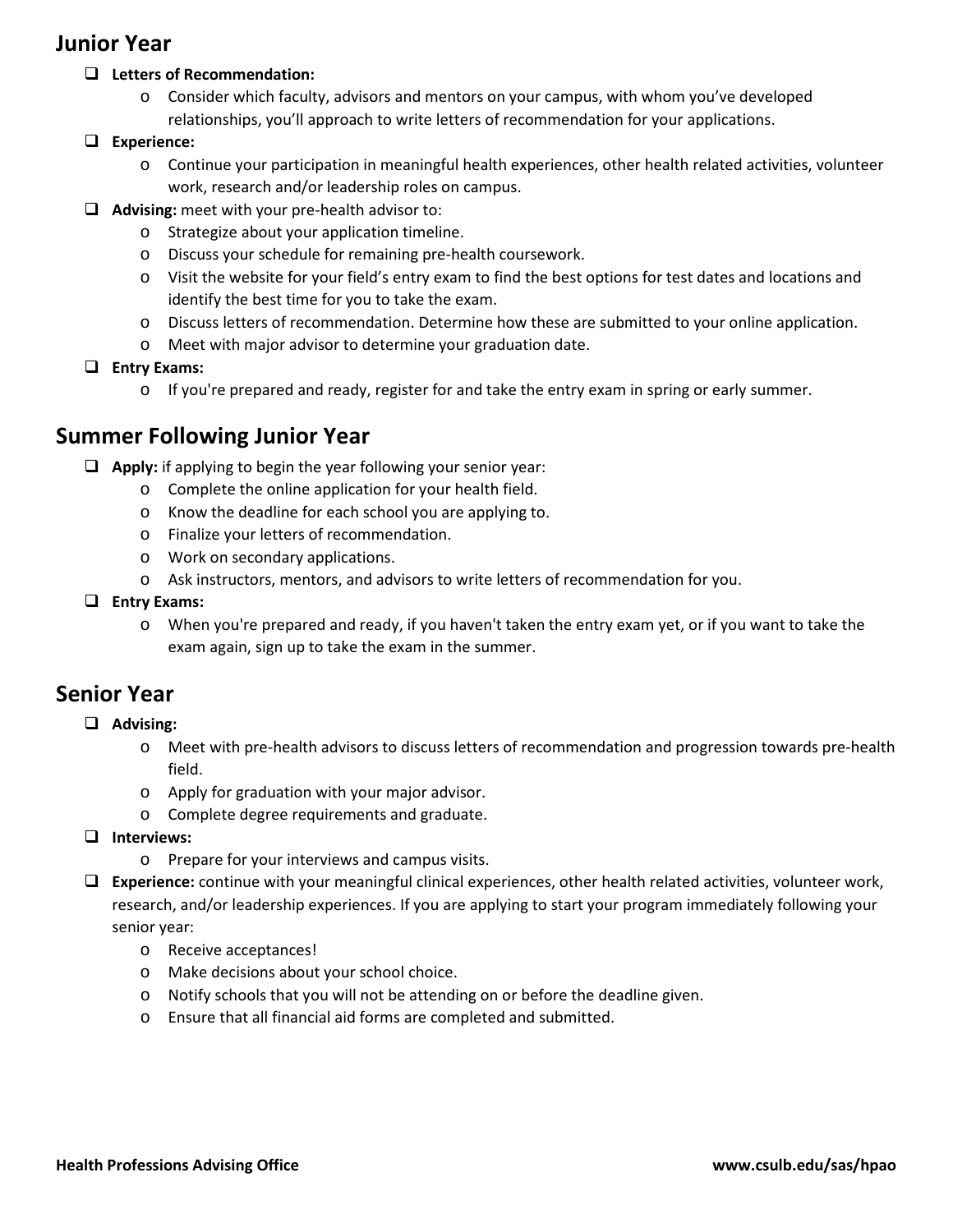## Junior Year

- **Letters of Recommendation:**
  - Consider which faculty, advisors and mentors on your campus, with whom you've developed relationships, you'll approach to write letters of recommendation for your applications.
- **Experience:**
  - Continue your participation in meaningful health experiences, other health related activities, volunteer work, research and/or leadership roles on campus.
- **Advising:** meet with your pre-health advisor to:
  - Strategize about your application timeline.
  - Discuss your schedule for remaining pre-health coursework.
  - Visit the website for your field's entry exam to find the best options for test dates and locations and identify the best time for you to take the exam.
  - Discuss letters of recommendation. Determine how these are submitted to your online application.
  - Meet with major advisor to determine your graduation date.
- **Entry Exams:**
  - If you're prepared and ready, register for and take the entry exam in spring or early summer.

## Summer Following Junior Year

- **Apply:** if applying to begin the year following your senior year:
  - Complete the online application for your health field.
  - Know the deadline for each school you are applying to.
  - Finalize your letters of recommendation.
  - Work on secondary applications.
  - Ask instructors, mentors, and advisors to write letters of recommendation for you.
- **Entry Exams:**
  - When you're prepared and ready, if you haven't taken the entry exam yet, or if you want to take the exam again, sign up to take the exam in the summer.

## Senior Year

- **Advising:**
  - Meet with pre-health advisors to discuss letters of recommendation and progression towards pre-health field.
  - Apply for graduation with your major advisor.
  - Complete degree requirements and graduate.
- **Interviews:**
  - Prepare for your interviews and campus visits.
- **Experience:** continue with your meaningful clinical experiences, other health related activities, volunteer work, research, and/or leadership experiences. If you are applying to start your program immediately following your senior year:
  - Receive acceptances!
  - Make decisions about your school choice.
  - Notify schools that you will not be attending on or before the deadline given.
  - Ensure that all financial aid forms are completed and submitted.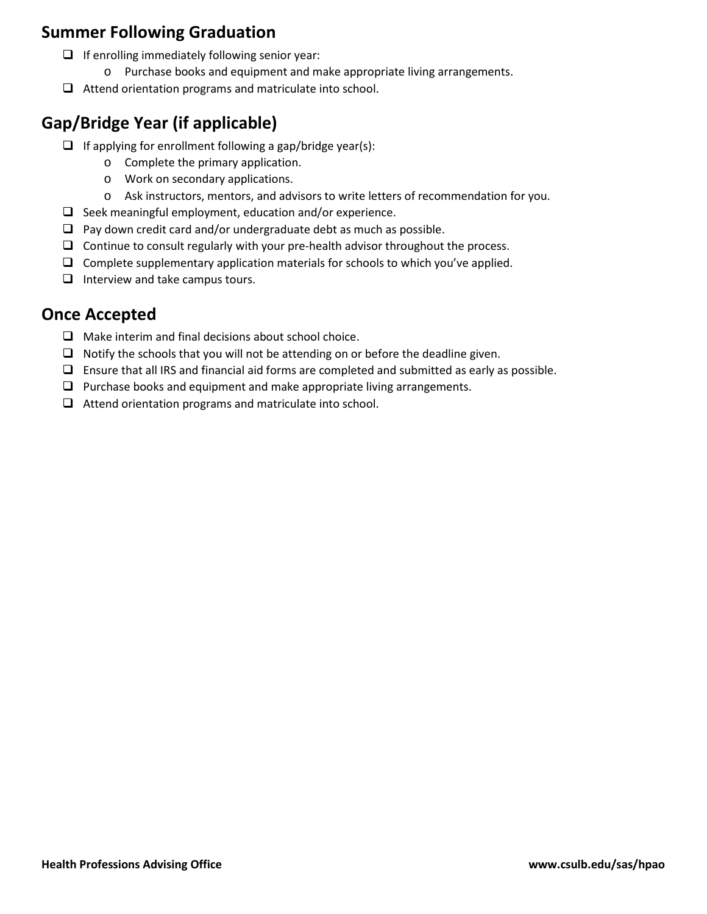## Summer Following Graduation

- [ ] If enrolling immediately following senior year:
    - Purchase books and equipment and make appropriate living arrangements.
- [ ] Attend orientation programs and matriculate into school.

## Gap/Bridge Year (if applicable)

- [ ] If applying for enrollment following a gap/bridge year(s):
    - Complete the primary application.
    - Work on secondary applications.
    - Ask instructors, mentors, and advisors to write letters of recommendation for you.
- [ ] Seek meaningful employment, education and/or experience.
- [ ] Pay down credit card and/or undergraduate debt as much as possible.
- [ ] Continue to consult regularly with your pre-health advisor throughout the process.
- [ ] Complete supplementary application materials for schools to which you've applied.
- [ ] Interview and take campus tours.

## Once Accepted

- [ ] Make interim and final decisions about school choice.
- [ ] Notify the schools that you will not be attending on or before the deadline given.
- [ ] Ensure that all IRS and financial aid forms are completed and submitted as early as possible.
- [ ] Purchase books and equipment and make appropriate living arrangements.
- [ ] Attend orientation programs and matriculate into school.